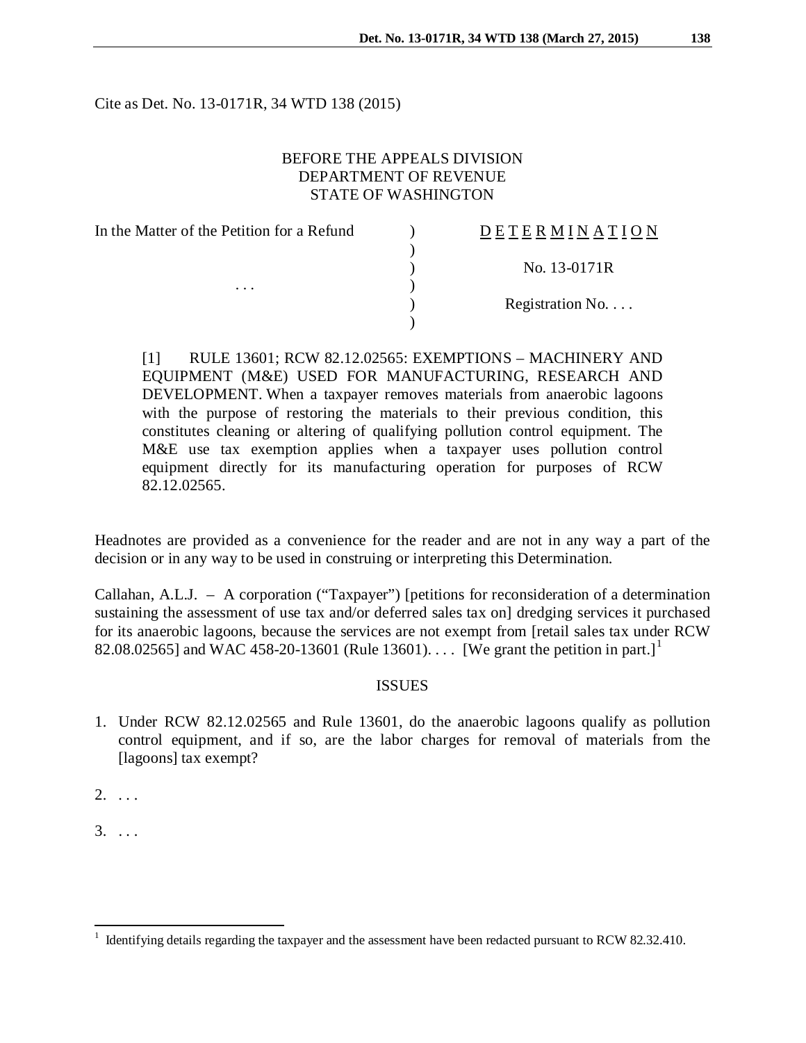Cite as Det. No. 13-0171R, 34 WTD 138 (2015)

BEFORE THE APPEALS DIVISION
DEPARTMENT OF REVENUE
STATE OF WASHINGTON

| | | |
|---|---|---|
| In the Matter of the Petition for a Refund | ) | D E T E R M I N A T I O N |
| | ) | |
| | ) | No. 13-0171R |
| . . . | ) | |
| | ) | Registration No. . . . |
| | ) | |

[1] RULE 13601; RCW 82.12.02565: EXEMPTIONS – MACHINERY AND EQUIPMENT (M&E) USED FOR MANUFACTURING, RESEARCH AND DEVELOPMENT. When a taxpayer removes materials from anaerobic lagoons with the purpose of restoring the materials to their previous condition, this constitutes cleaning or altering of qualifying pollution control equipment. The M&E use tax exemption applies when a taxpayer uses pollution control equipment directly for its manufacturing operation for purposes of RCW 82.12.02565.

Headnotes are provided as a convenience for the reader and are not in any way a part of the decision or in any way to be used in construing or interpreting this Determination.

Callahan, A.L.J. – A corporation ("Taxpayer") [petitions for reconsideration of a determination sustaining the assessment of use tax and/or deferred sales tax on] dredging services it purchased for its anaerobic lagoons, because the services are not exempt from [retail sales tax under RCW 82.08.02565] and WAC 458-20-13601 (Rule 13601). . . . [We grant the petition in part.][1]

## ISSUES

1. Under RCW 82.12.02565 and Rule 13601, do the anaerobic lagoons qualify as pollution control equipment, and if so, are the labor charges for removal of materials from the [lagoons] tax exempt?

2. . . .

3. . . .

---

[1] Identifying details regarding the taxpayer and the assessment have been redacted pursuant to RCW 82.32.410.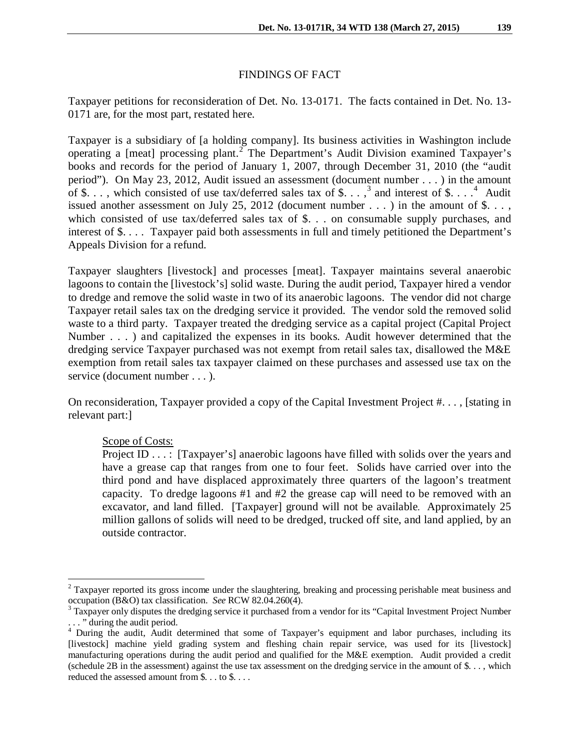## FINDINGS OF FACT

Taxpayer petitions for reconsideration of Det. No. 13-0171. The facts contained in Det. No. 13-0171 are, for the most part, restated here.

Taxpayer is a subsidiary of [a holding company]. Its business activities in Washington include operating a [meat] processing plant.[2] The Department's Audit Division examined Taxpayer's books and records for the period of January 1, 2007, through December 31, 2010 (the "audit period"). On May 23, 2012, Audit issued an assessment (document number . . . ) in the amount of $. . . , which consisted of use tax/deferred sales tax of $. . . ,[3] and interest of $. . . .[4] Audit issued another assessment on July 25, 2012 (document number . . . ) in the amount of $. . . , which consisted of use tax/deferred sales tax of $. . . on consumable supply purchases, and interest of $. . . . Taxpayer paid both assessments in full and timely petitioned the Department's Appeals Division for a refund.

Taxpayer slaughters [livestock] and processes [meat]. Taxpayer maintains several anaerobic lagoons to contain the [livestock's] solid waste. During the audit period, Taxpayer hired a vendor to dredge and remove the solid waste in two of its anaerobic lagoons. The vendor did not charge Taxpayer retail sales tax on the dredging service it provided. The vendor sold the removed solid waste to a third party. Taxpayer treated the dredging service as a capital project (Capital Project Number . . . ) and capitalized the expenses in its books. Audit however determined that the dredging service Taxpayer purchased was not exempt from retail sales tax, disallowed the M&E exemption from retail sales tax taxpayer claimed on these purchases and assessed use tax on the service (document number . . . ).

On reconsideration, Taxpayer provided a copy of the Capital Investment Project #. . . , [stating in relevant part:]

> Scope of Costs:
> Project ID . . . : [Taxpayer's] anaerobic lagoons have filled with solids over the years and have a grease cap that ranges from one to four feet. Solids have carried over into the third pond and have displaced approximately three quarters of the lagoon's treatment capacity. To dredge lagoons #1 and #2 the grease cap will need to be removed with an excavator, and land filled. [Taxpayer] ground will not be available. Approximately 25 million gallons of solids will need to be dredged, trucked off site, and land applied, by an outside contractor.

---

[2] Taxpayer reported its gross income under the slaughtering, breaking and processing perishable meat business and occupation (B&O) tax classification. *See* RCW 82.04.260(4).

[3] Taxpayer only disputes the dredging service it purchased from a vendor for its "Capital Investment Project Number . . . " during the audit period.

[4] During the audit, Audit determined that some of Taxpayer's equipment and labor purchases, including its [livestock] machine yield grading system and fleshing chain repair service, was used for its [livestock] manufacturing operations during the audit period and qualified for the M&E exemption. Audit provided a credit (schedule 2B in the assessment) against the use tax assessment on the dredging service in the amount of $. . . , which reduced the assessed amount from $. . . to $. . . .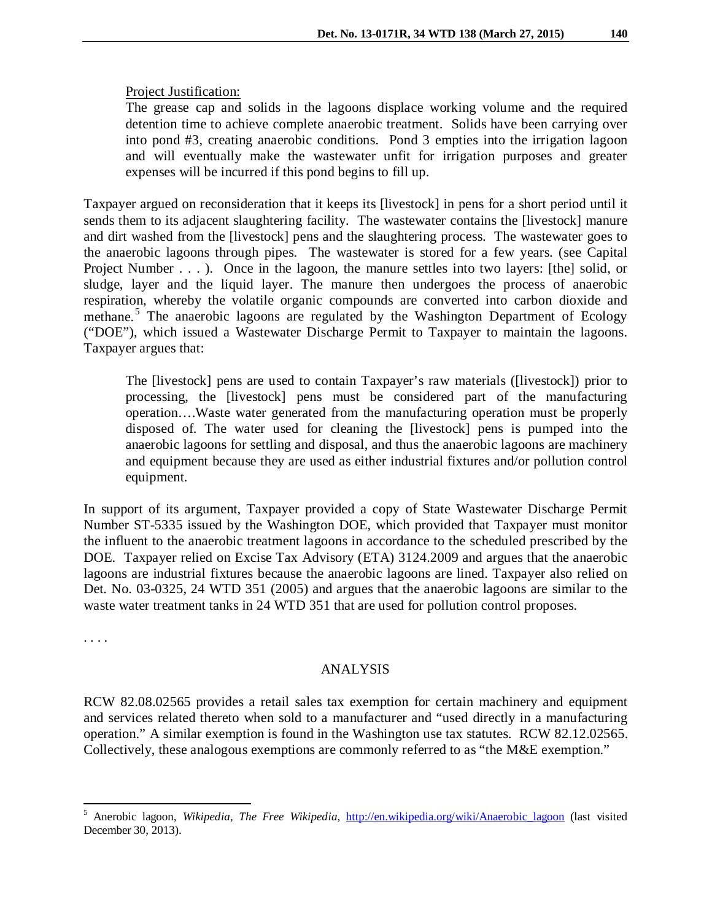<u>Project Justification:</u>

> The grease cap and solids in the lagoons displace working volume and the required detention time to achieve complete anaerobic treatment. Solids have been carrying over into pond #3, creating anaerobic conditions. Pond 3 empties into the irrigation lagoon and will eventually make the wastewater unfit for irrigation purposes and greater expenses will be incurred if this pond begins to fill up.

Taxpayer argued on reconsideration that it keeps its [livestock] in pens for a short period until it sends them to its adjacent slaughtering facility. The wastewater contains the [livestock] manure and dirt washed from the [livestock] pens and the slaughtering process. The wastewater goes to the anaerobic lagoons through pipes. The wastewater is stored for a few years. (see Capital Project Number . . . ). Once in the lagoon, the manure settles into two layers: [the] solid, or sludge, layer and the liquid layer. The manure then undergoes the process of anaerobic respiration, whereby the volatile organic compounds are converted into carbon dioxide and methane.[5] The anaerobic lagoons are regulated by the Washington Department of Ecology ("DOE"), which issued a Wastewater Discharge Permit to Taxpayer to maintain the lagoons. Taxpayer argues that:

> The [livestock] pens are used to contain Taxpayer's raw materials ([livestock]) prior to processing, the [livestock] pens must be considered part of the manufacturing operation….Waste water generated from the manufacturing operation must be properly disposed of. The water used for cleaning the [livestock] pens is pumped into the anaerobic lagoons for settling and disposal, and thus the anaerobic lagoons are machinery and equipment because they are used as either industrial fixtures and/or pollution control equipment.

In support of its argument, Taxpayer provided a copy of State Wastewater Discharge Permit Number ST-5335 issued by the Washington DOE, which provided that Taxpayer must monitor the influent to the anaerobic treatment lagoons in accordance to the scheduled prescribed by the DOE. Taxpayer relied on Excise Tax Advisory (ETA) 3124.2009 and argues that the anaerobic lagoons are industrial fixtures because the anaerobic lagoons are lined. Taxpayer also relied on Det. No. 03-0325, 24 WTD 351 (2005) and argues that the anaerobic lagoons are similar to the waste water treatment tanks in 24 WTD 351 that are used for pollution control proposes.

. . . .

## ANALYSIS

RCW 82.08.02565 provides a retail sales tax exemption for certain machinery and equipment and services related thereto when sold to a manufacturer and "used directly in a manufacturing operation." A similar exemption is found in the Washington use tax statutes. RCW 82.12.02565. Collectively, these analogous exemptions are commonly referred to as "the M&E exemption."

---

[5] Anerobic lagoon, *Wikipedia, The Free Wikipedia*, http://en.wikipedia.org/wiki/Anaerobic_lagoon (last visited December 30, 2013).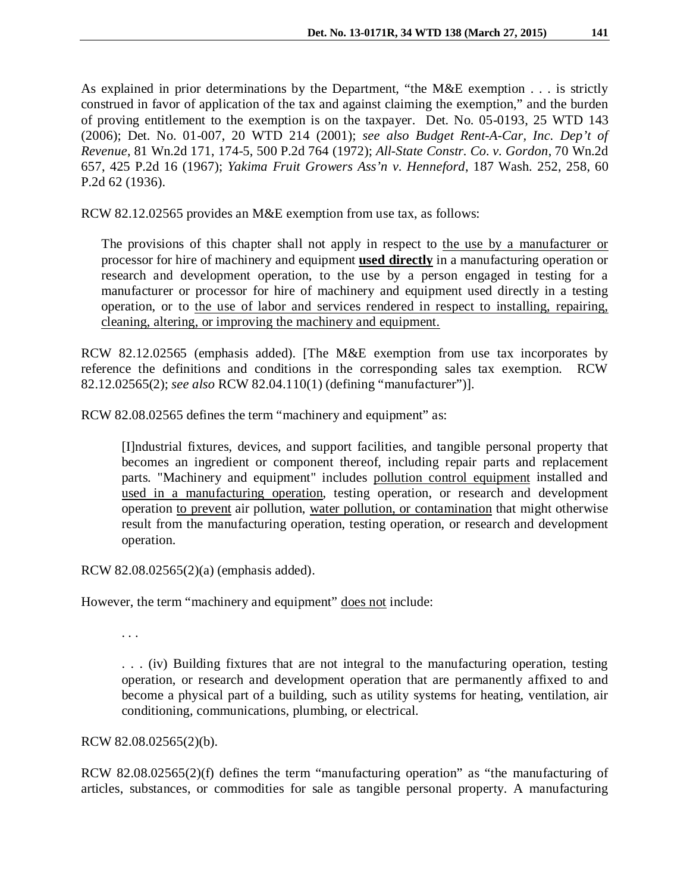As explained in prior determinations by the Department, "the M&E exemption . . . is strictly construed in favor of application of the tax and against claiming the exemption," and the burden of proving entitlement to the exemption is on the taxpayer. Det. No. 05-0193, 25 WTD 143 (2006); Det. No. 01-007, 20 WTD 214 (2001); *see also Budget Rent-A-Car, Inc. Dep't of Revenue*, 81 Wn.2d 171, 174-5, 500 P.2d 764 (1972); *All-State Constr. Co. v. Gordon*, 70 Wn.2d 657, 425 P.2d 16 (1967); *Yakima Fruit Growers Ass'n v. Henneford*, 187 Wash. 252, 258, 60 P.2d 62 (1936).

RCW 82.12.02565 provides an M&E exemption from use tax, as follows:

> The provisions of this chapter shall not apply in respect to <u>the use by a manufacturer or</u> processor for hire of machinery and equipment <u>**used directly**</u> in a manufacturing operation or research and development operation, to the use by a person engaged in testing for a manufacturer or processor for hire of machinery and equipment used directly in a testing operation, or to <u>the use of labor and services rendered in respect to installing, repairing, cleaning, altering, or improving the machinery and equipment.</u>

RCW 82.12.02565 (emphasis added). [The M&E exemption from use tax incorporates by reference the definitions and conditions in the corresponding sales tax exemption. RCW 82.12.02565(2); *see also* RCW 82.04.110(1) (defining "manufacturer")].

RCW 82.08.02565 defines the term "machinery and equipment" as:

> [I]ndustrial fixtures, devices, and support facilities, and tangible personal property that becomes an ingredient or component thereof, including repair parts and replacement parts. "Machinery and equipment" includes <u>pollution control equipment</u> installed and <u>used in a manufacturing operation</u>, testing operation, or research and development operation <u>to prevent</u> air pollution, <u>water pollution, or contamination</u> that might otherwise result from the manufacturing operation, testing operation, or research and development operation.

RCW 82.08.02565(2)(a) (emphasis added).

However, the term "machinery and equipment" <u>does not</u> include:

> . . .
>
> . . . (iv) Building fixtures that are not integral to the manufacturing operation, testing operation, or research and development operation that are permanently affixed to and become a physical part of a building, such as utility systems for heating, ventilation, air conditioning, communications, plumbing, or electrical.

RCW 82.08.02565(2)(b).

RCW 82.08.02565(2)(f) defines the term "manufacturing operation" as "the manufacturing of articles, substances, or commodities for sale as tangible personal property. A manufacturing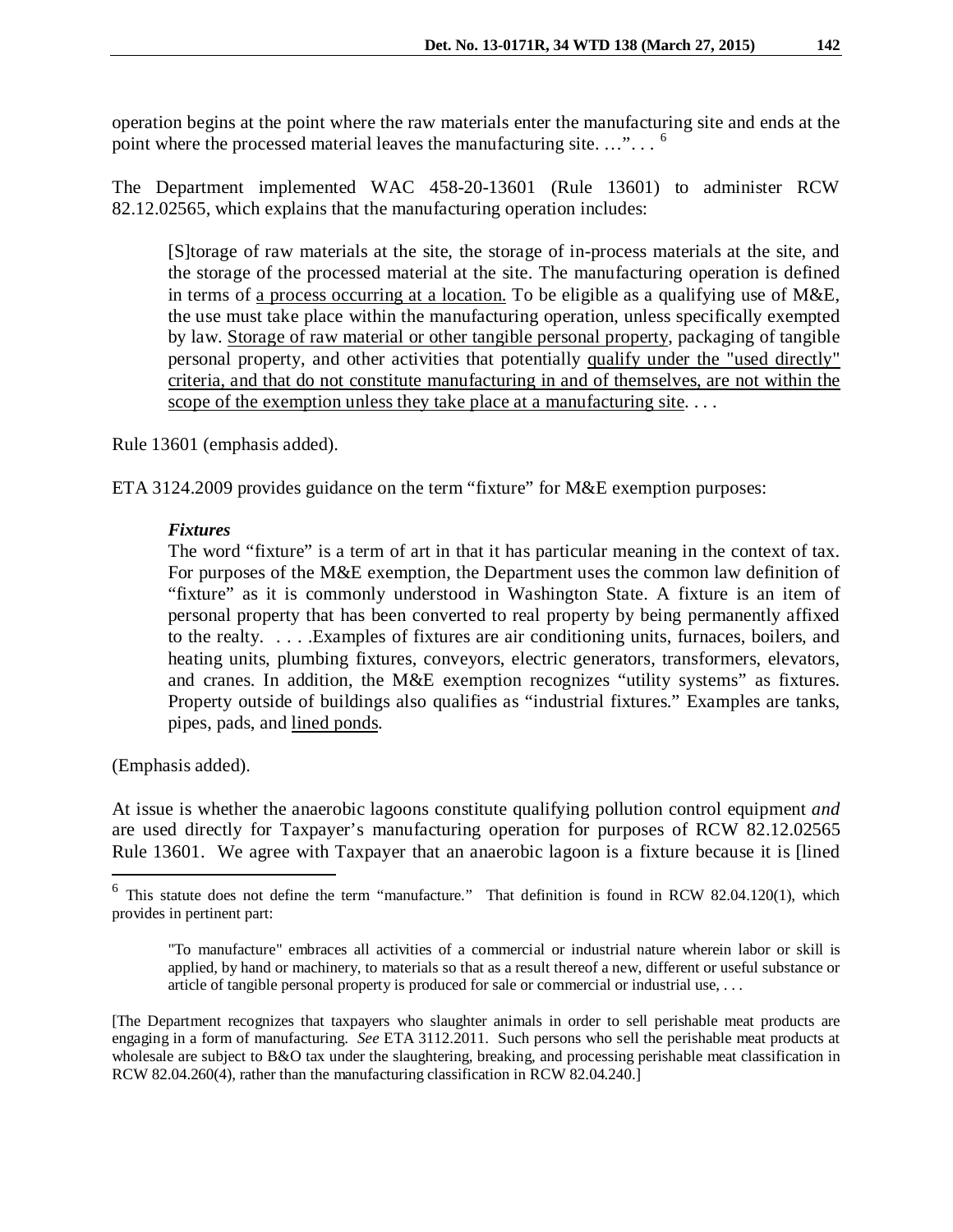operation begins at the point where the raw materials enter the manufacturing site and ends at the point where the processed material leaves the manufacturing site. …". . . [6]

The Department implemented WAC 458-20-13601 (Rule 13601) to administer RCW 82.12.02565, which explains that the manufacturing operation includes:

> [S]torage of raw materials at the site, the storage of in-process materials at the site, and the storage of the processed material at the site. The manufacturing operation is defined in terms of <u>a process occurring at a location.</u> To be eligible as a qualifying use of M&E, the use must take place within the manufacturing operation, unless specifically exempted by law. <u>Storage of raw material or other tangible personal property</u>, packaging of tangible personal property, and other activities that potentially <u>qualify under the "used directly" criteria, and that do not constitute manufacturing in and of themselves, are not within the scope of the exemption unless they take place at a manufacturing site</u>. . . .

Rule 13601 (emphasis added).

ETA 3124.2009 provides guidance on the term "fixture" for M&E exemption purposes:

> ***Fixtures***
> The word "fixture" is a term of art in that it has particular meaning in the context of tax. For purposes of the M&E exemption, the Department uses the common law definition of "fixture" as it is commonly understood in Washington State. A fixture is an item of personal property that has been converted to real property by being permanently affixed to the realty. . . . .Examples of fixtures are air conditioning units, furnaces, boilers, and heating units, plumbing fixtures, conveyors, electric generators, transformers, elevators, and cranes. In addition, the M&E exemption recognizes "utility systems" as fixtures. Property outside of buildings also qualifies as "industrial fixtures." Examples are tanks, pipes, pads, and <u>lined ponds</u>.

(Emphasis added).

At issue is whether the anaerobic lagoons constitute qualifying pollution control equipment *and* are used directly for Taxpayer's manufacturing operation for purposes of RCW 82.12.02565 Rule 13601. We agree with Taxpayer that an anaerobic lagoon is a fixture because it is [lined

---

[6] This statute does not define the term "manufacture." That definition is found in RCW 82.04.120(1), which provides in pertinent part:

> "To manufacture" embraces all activities of a commercial or industrial nature wherein labor or skill is applied, by hand or machinery, to materials so that as a result thereof a new, different or useful substance or article of tangible personal property is produced for sale or commercial or industrial use, . . .

[The Department recognizes that taxpayers who slaughter animals in order to sell perishable meat products are engaging in a form of manufacturing. *See* ETA 3112.2011. Such persons who sell the perishable meat products at wholesale are subject to B&O tax under the slaughtering, breaking, and processing perishable meat classification in RCW 82.04.260(4), rather than the manufacturing classification in RCW 82.04.240.]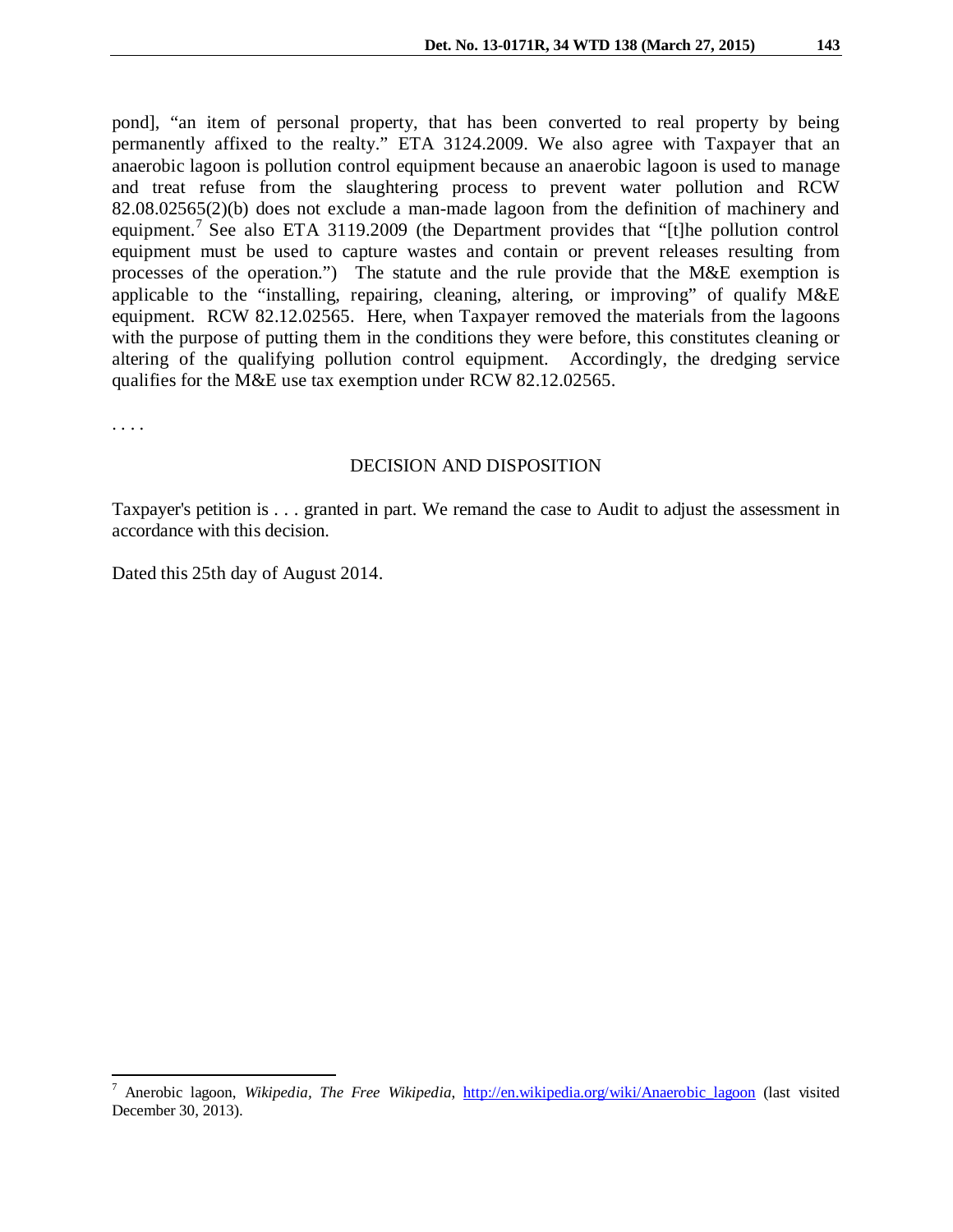pond], "an item of personal property, that has been converted to real property by being permanently affixed to the realty." ETA 3124.2009. We also agree with Taxpayer that an anaerobic lagoon is pollution control equipment because an anaerobic lagoon is used to manage and treat refuse from the slaughtering process to prevent water pollution and RCW 82.08.02565(2)(b) does not exclude a man-made lagoon from the definition of machinery and equipment.[7] See also ETA 3119.2009 (the Department provides that "[t]he pollution control equipment must be used to capture wastes and contain or prevent releases resulting from processes of the operation.") The statute and the rule provide that the M&E exemption is applicable to the "installing, repairing, cleaning, altering, or improving" of qualify M&E equipment. RCW 82.12.02565. Here, when Taxpayer removed the materials from the lagoons with the purpose of putting them in the conditions they were before, this constitutes cleaning or altering of the qualifying pollution control equipment. Accordingly, the dredging service qualifies for the M&E use tax exemption under RCW 82.12.02565.

. . . .

## DECISION AND DISPOSITION

Taxpayer's petition is . . . granted in part. We remand the case to Audit to adjust the assessment in accordance with this decision.

Dated this 25th day of August 2014.

---

[7] Anerobic lagoon, *Wikipedia, The Free Wikipedia*, http://en.wikipedia.org/wiki/Anaerobic_lagoon (last visited December 30, 2013).